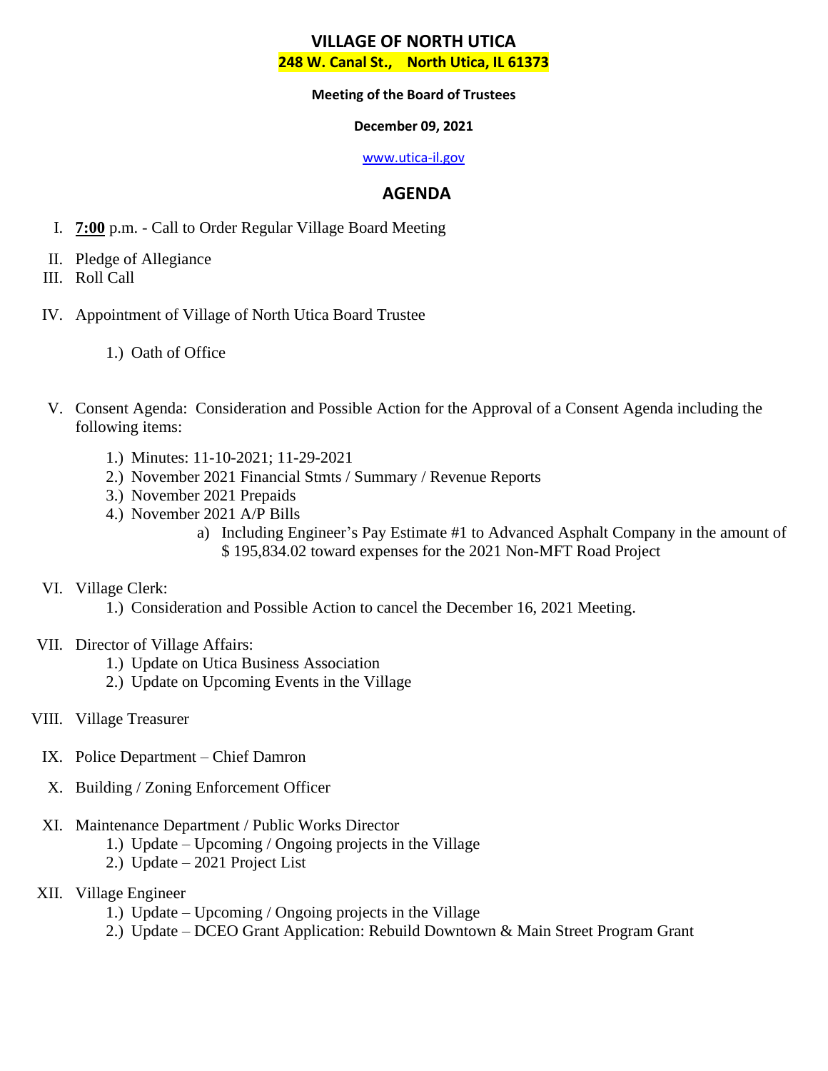# VILLAGE OF NORTH UTICA

**248 W. Canal St., North Utica, IL 61373**

**Meeting of the Board of Trustees**

**December 09, 2021**

www.utica-il.gov

## AGENDA

I. **7:00** p.m. - Call to Order Regular Village Board Meeting

II. Pledge of Allegiance

III. Roll Call

IV. Appointment of Village of North Utica Board Trustee

1.) Oath of Office

V. Consent Agenda: Consideration and Possible Action for the Approval of a Consent Agenda including the following items:

1.) Minutes: 11-10-2021; 11-29-2021
2.) November 2021 Financial Stmts / Summary / Revenue Reports
3.) November 2021 Prepaids
4.) November 2021 A/P Bills
   a) Including Engineer's Pay Estimate #1 to Advanced Asphalt Company in the amount of $ 195,834.02 toward expenses for the 2021 Non-MFT Road Project

VI. Village Clerk:

1.) Consideration and Possible Action to cancel the December 16, 2021 Meeting.

VII. Director of Village Affairs:

1.) Update on Utica Business Association
2.) Update on Upcoming Events in the Village

VIII. Village Treasurer

IX. Police Department – Chief Damron

X. Building / Zoning Enforcement Officer

XI. Maintenance Department / Public Works Director

1.) Update – Upcoming / Ongoing projects in the Village
2.) Update – 2021 Project List

XII. Village Engineer

1.) Update – Upcoming / Ongoing projects in the Village
2.) Update – DCEO Grant Application: Rebuild Downtown & Main Street Program Grant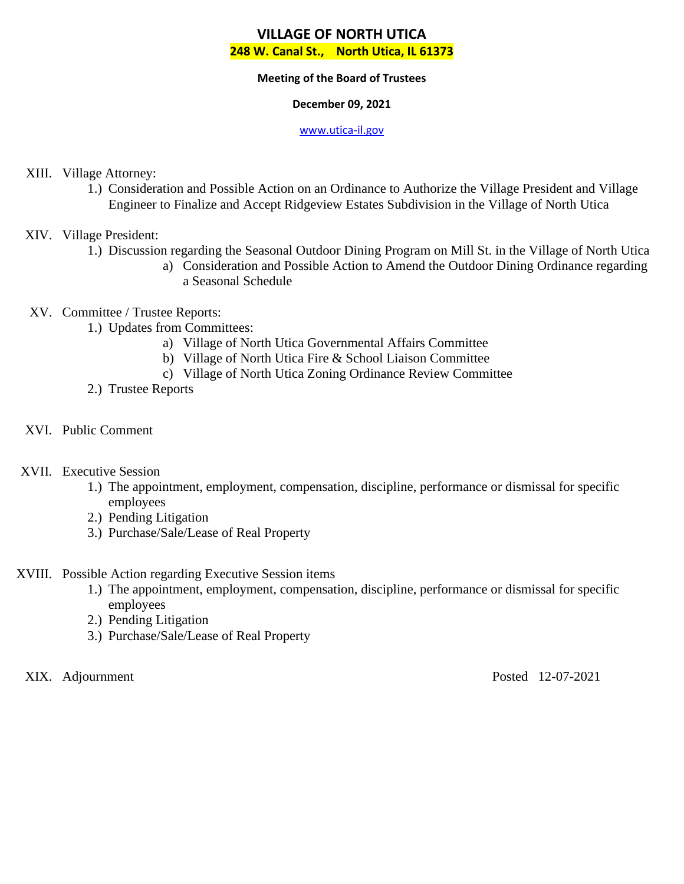# VILLAGE OF NORTH UTICA

**248 W. Canal St., North Utica, IL 61373**

**Meeting of the Board of Trustees**

**December 09, 2021**

www.utica-il.gov

XIII. Village Attorney:

1.) Consideration and Possible Action on an Ordinance to Authorize the Village President and Village Engineer to Finalize and Accept Ridgeview Estates Subdivision in the Village of North Utica

XIV. Village President:

1.) Discussion regarding the Seasonal Outdoor Dining Program on Mill St. in the Village of North Utica
   - a) Consideration and Possible Action to Amend the Outdoor Dining Ordinance regarding a Seasonal Schedule

XV. Committee / Trustee Reports:

1.) Updates from Committees:
   - a) Village of North Utica Governmental Affairs Committee
   - b) Village of North Utica Fire & School Liaison Committee
   - c) Village of North Utica Zoning Ordinance Review Committee

2.) Trustee Reports

XVI. Public Comment

XVII. Executive Session

1.) The appointment, employment, compensation, discipline, performance or dismissal for specific employees
2.) Pending Litigation
3.) Purchase/Sale/Lease of Real Property

XVIII. Possible Action regarding Executive Session items

1.) The appointment, employment, compensation, discipline, performance or dismissal for specific employees
2.) Pending Litigation
3.) Purchase/Sale/Lease of Real Property

XIX. Adjournment

Posted 12-07-2021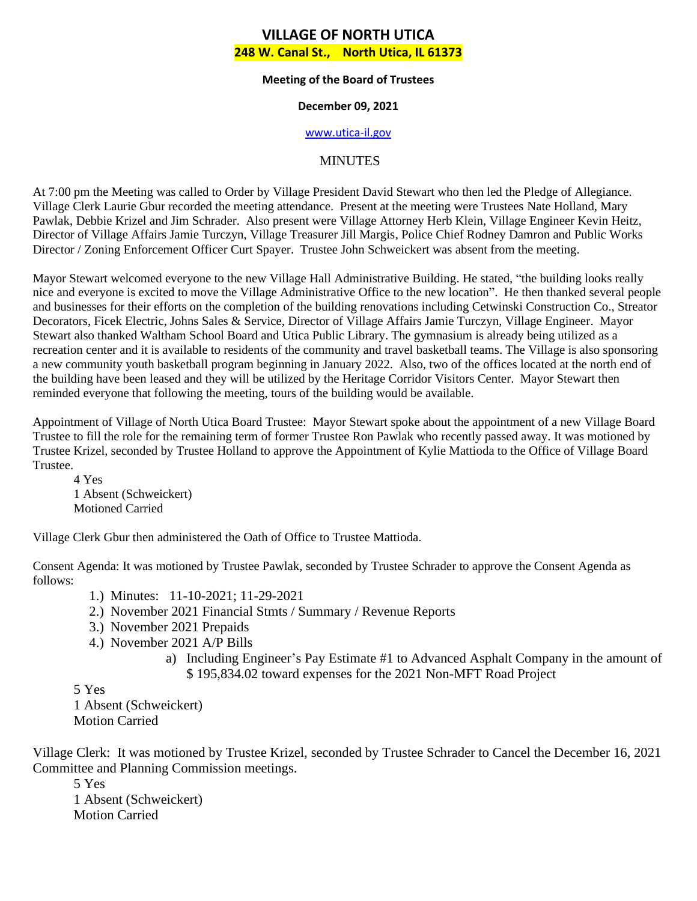# VILLAGE OF NORTH UTICA

**248 W. Canal St., North Utica, IL 61373**

**Meeting of the Board of Trustees**

**December 09, 2021**

www.utica-il.gov

## MINUTES

At 7:00 pm the Meeting was called to Order by Village President David Stewart who then led the Pledge of Allegiance. Village Clerk Laurie Gbur recorded the meeting attendance. Present at the meeting were Trustees Nate Holland, Mary Pawlak, Debbie Krizel and Jim Schrader. Also present were Village Attorney Herb Klein, Village Engineer Kevin Heitz, Director of Village Affairs Jamie Turczyn, Village Treasurer Jill Margis, Police Chief Rodney Damron and Public Works Director / Zoning Enforcement Officer Curt Spayer. Trustee John Schweickert was absent from the meeting.

Mayor Stewart welcomed everyone to the new Village Hall Administrative Building. He stated, "the building looks really nice and everyone is excited to move the Village Administrative Office to the new location". He then thanked several people and businesses for their efforts on the completion of the building renovations including Cetwinski Construction Co., Streator Decorators, Ficek Electric, Johns Sales & Service, Director of Village Affairs Jamie Turczyn, Village Engineer. Mayor Stewart also thanked Waltham School Board and Utica Public Library. The gymnasium is already being utilized as a recreation center and it is available to residents of the community and travel basketball teams. The Village is also sponsoring a new community youth basketball program beginning in January 2022. Also, two of the offices located at the north end of the building have been leased and they will be utilized by the Heritage Corridor Visitors Center. Mayor Stewart then reminded everyone that following the meeting, tours of the building would be available.

Appointment of Village of North Utica Board Trustee: Mayor Stewart spoke about the appointment of a new Village Board Trustee to fill the role for the remaining term of former Trustee Ron Pawlak who recently passed away. It was motioned by Trustee Krizel, seconded by Trustee Holland to approve the Appointment of Kylie Mattioda to the Office of Village Board Trustee.

4 Yes
1 Absent (Schweickert)
Motioned Carried

Village Clerk Gbur then administered the Oath of Office to Trustee Mattioda.

Consent Agenda: It was motioned by Trustee Pawlak, seconded by Trustee Schrader to approve the Consent Agenda as follows:

1.) Minutes: 11-10-2021; 11-29-2021
2.) November 2021 Financial Stmts / Summary / Revenue Reports
3.) November 2021 Prepaids
4.) November 2021 A/P Bills
   a) Including Engineer's Pay Estimate #1 to Advanced Asphalt Company in the amount of $ 195,834.02 toward expenses for the 2021 Non-MFT Road Project

5 Yes
1 Absent (Schweickert)
Motion Carried

Village Clerk: It was motioned by Trustee Krizel, seconded by Trustee Schrader to Cancel the December 16, 2021 Committee and Planning Commission meetings.

5 Yes
1 Absent (Schweickert)
Motion Carried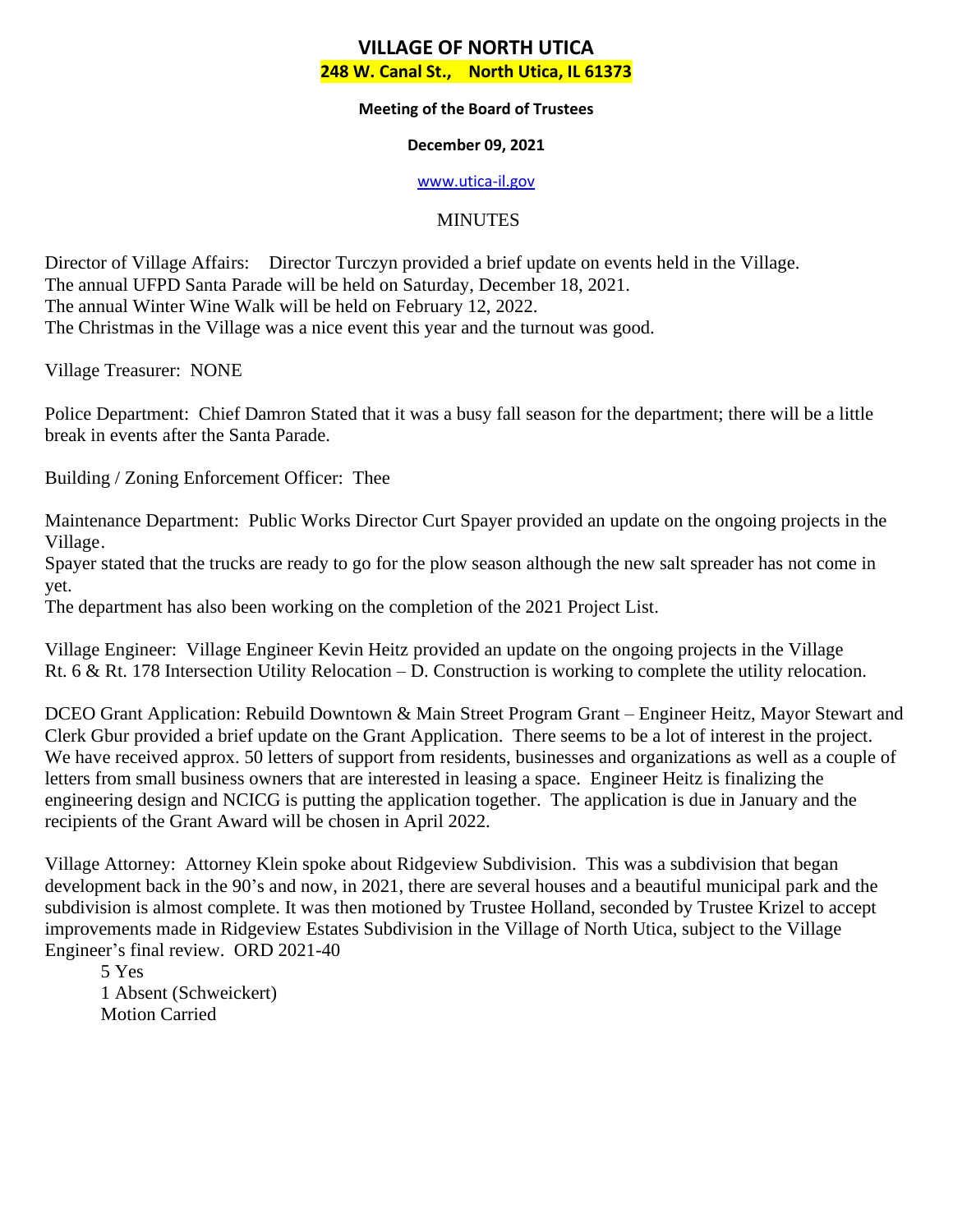# VILLAGE OF NORTH UTICA

**248 W. Canal St., North Utica, IL 61373**

**Meeting of the Board of Trustees**

**December 09, 2021**

www.utica-il.gov

MINUTES

Director of Village Affairs: Director Turczyn provided a brief update on events held in the Village.
The annual UFPD Santa Parade will be held on Saturday, December 18, 2021.
The annual Winter Wine Walk will be held on February 12, 2022.
The Christmas in the Village was a nice event this year and the turnout was good.

Village Treasurer: NONE

Police Department: Chief Damron Stated that it was a busy fall season for the department; there will be a little break in events after the Santa Parade.

Building / Zoning Enforcement Officer: Thee

Maintenance Department: Public Works Director Curt Spayer provided an update on the ongoing projects in the Village.
Spayer stated that the trucks are ready to go for the plow season although the new salt spreader has not come in yet.
The department has also been working on the completion of the 2021 Project List.

Village Engineer: Village Engineer Kevin Heitz provided an update on the ongoing projects in the Village
Rt. 6 & Rt. 178 Intersection Utility Relocation – D. Construction is working to complete the utility relocation.

DCEO Grant Application: Rebuild Downtown & Main Street Program Grant – Engineer Heitz, Mayor Stewart and Clerk Gbur provided a brief update on the Grant Application. There seems to be a lot of interest in the project. We have received approx. 50 letters of support from residents, businesses and organizations as well as a couple of letters from small business owners that are interested in leasing a space. Engineer Heitz is finalizing the engineering design and NCICG is putting the application together. The application is due in January and the recipients of the Grant Award will be chosen in April 2022.

Village Attorney: Attorney Klein spoke about Ridgeview Subdivision. This was a subdivision that began development back in the 90's and now, in 2021, there are several houses and a beautiful municipal park and the subdivision is almost complete. It was then motioned by Trustee Holland, seconded by Trustee Krizel to accept improvements made in Ridgeview Estates Subdivision in the Village of North Utica, subject to the Village Engineer's final review. ORD 2021-40

5 Yes
1 Absent (Schweickert)
Motion Carried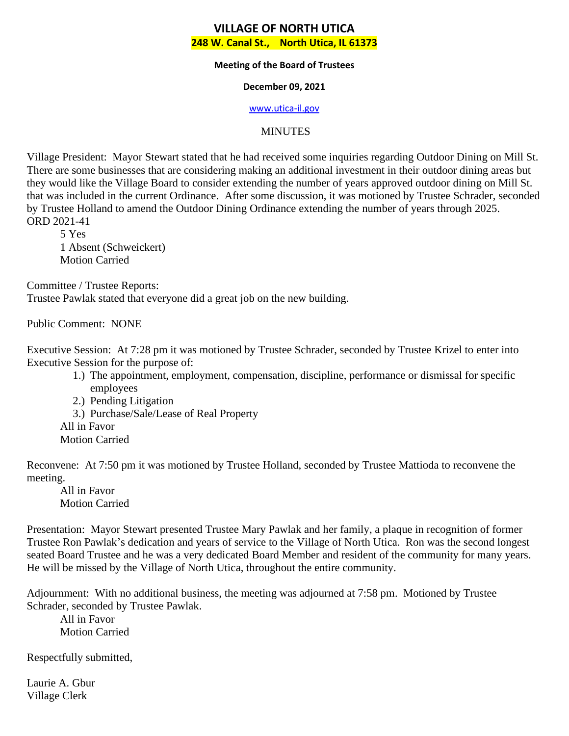# VILLAGE OF NORTH UTICA

**248 W. Canal St., North Utica, IL 61373**

**Meeting of the Board of Trustees**

**December 09, 2021**

www.utica-il.gov

MINUTES

Village President: Mayor Stewart stated that he had received some inquiries regarding Outdoor Dining on Mill St. There are some businesses that are considering making an additional investment in their outdoor dining areas but they would like the Village Board to consider extending the number of years approved outdoor dining on Mill St. that was included in the current Ordinance. After some discussion, it was motioned by Trustee Schrader, seconded by Trustee Holland to amend the Outdoor Dining Ordinance extending the number of years through 2025. ORD 2021-41

5 Yes
1 Absent (Schweickert)
Motion Carried

Committee / Trustee Reports:
Trustee Pawlak stated that everyone did a great job on the new building.

Public Comment: NONE

Executive Session: At 7:28 pm it was motioned by Trustee Schrader, seconded by Trustee Krizel to enter into Executive Session for the purpose of:

1.) The appointment, employment, compensation, discipline, performance or dismissal for specific employees
2.) Pending Litigation
3.) Purchase/Sale/Lease of Real Property

All in Favor
Motion Carried

Reconvene: At 7:50 pm it was motioned by Trustee Holland, seconded by Trustee Mattioda to reconvene the meeting.

All in Favor
Motion Carried

Presentation: Mayor Stewart presented Trustee Mary Pawlak and her family, a plaque in recognition of former Trustee Ron Pawlak's dedication and years of service to the Village of North Utica. Ron was the second longest seated Board Trustee and he was a very dedicated Board Member and resident of the community for many years. He will be missed by the Village of North Utica, throughout the entire community.

Adjournment: With no additional business, the meeting was adjourned at 7:58 pm. Motioned by Trustee Schrader, seconded by Trustee Pawlak.

All in Favor
Motion Carried

Respectfully submitted,

Laurie A. Gbur
Village Clerk